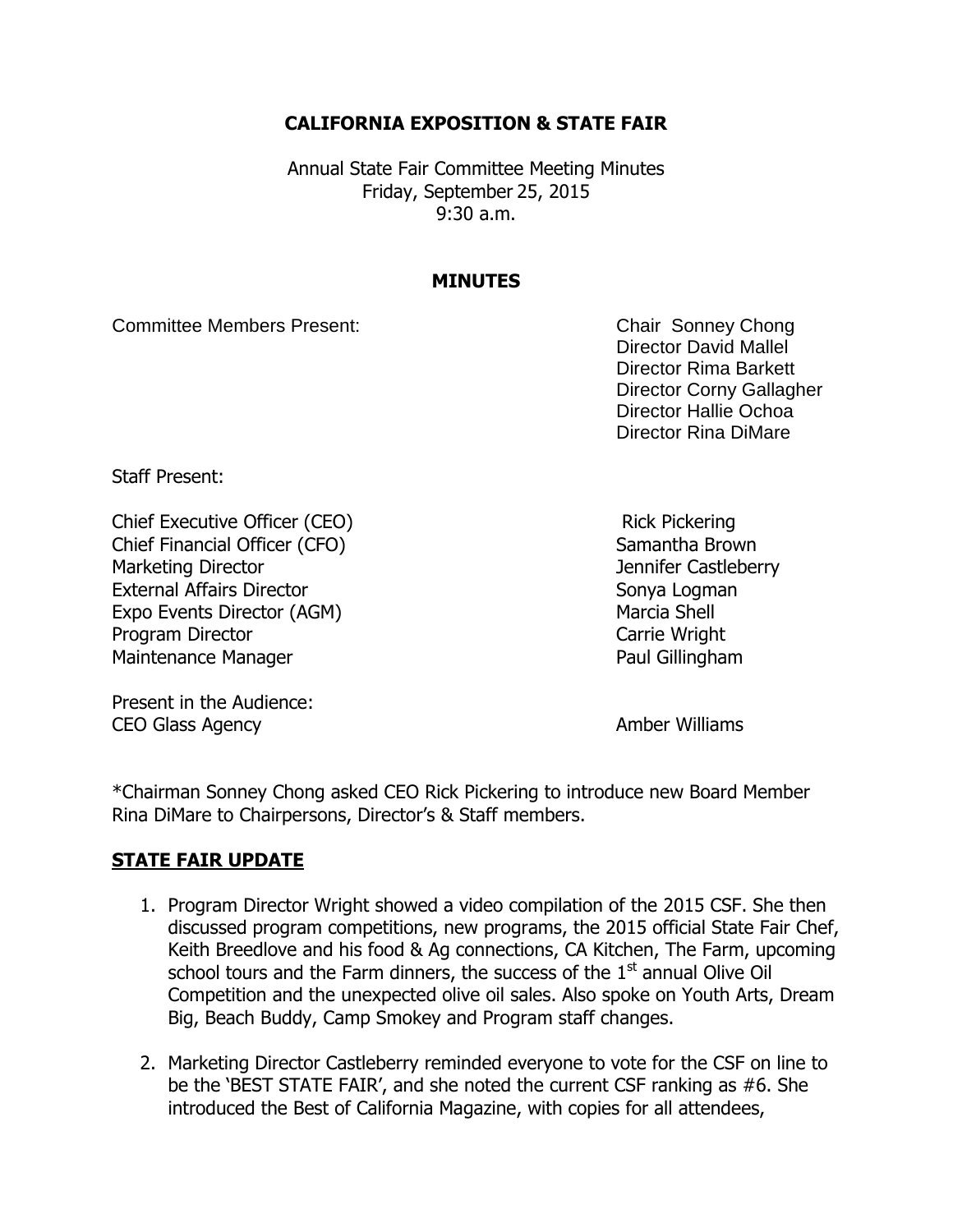**CALIFORNIA EXPOSITION & STATE FAIR**

Annual State Fair Committee Meeting Minutes
Friday, September 25, 2015
9:30 a.m.

**MINUTES**

Committee Members Present:

Chair Sonney Chong
Director David Mallel
Director Rima Barkett
Director Corny Gallagher
Director Hallie Ochoa
Director Rina DiMare

Staff Present:

| | |
|---|---|
| Chief Executive Officer (CEO) | Rick Pickering |
| Chief Financial Officer (CFO) | Samantha Brown |
| Marketing Director | Jennifer Castleberry |
| External Affairs Director | Sonya Logman |
| Expo Events Director (AGM) | Marcia Shell |
| Program Director | Carrie Wright |
| Maintenance Manager | Paul Gillingham |

Present in the Audience:

| | |
|---|---|
| CEO Glass Agency | Amber Williams |

*Chairman Sonney Chong asked CEO Rick Pickering to introduce new Board Member Rina DiMare to Chairpersons, Director's & Staff members.

## STATE FAIR UPDATE

1. Program Director Wright showed a video compilation of the 2015 CSF. She then discussed program competitions, new programs, the 2015 official State Fair Chef, Keith Breedlove and his food & Ag connections, CA Kitchen, The Farm, upcoming school tours and the Farm dinners, the success of the 1st annual Olive Oil Competition and the unexpected olive oil sales. Also spoke on Youth Arts, Dream Big, Beach Buddy, Camp Smokey and Program staff changes.

2. Marketing Director Castleberry reminded everyone to vote for the CSF on line to be the 'BEST STATE FAIR', and she noted the current CSF ranking as #6. She introduced the Best of California Magazine, with copies for all attendees,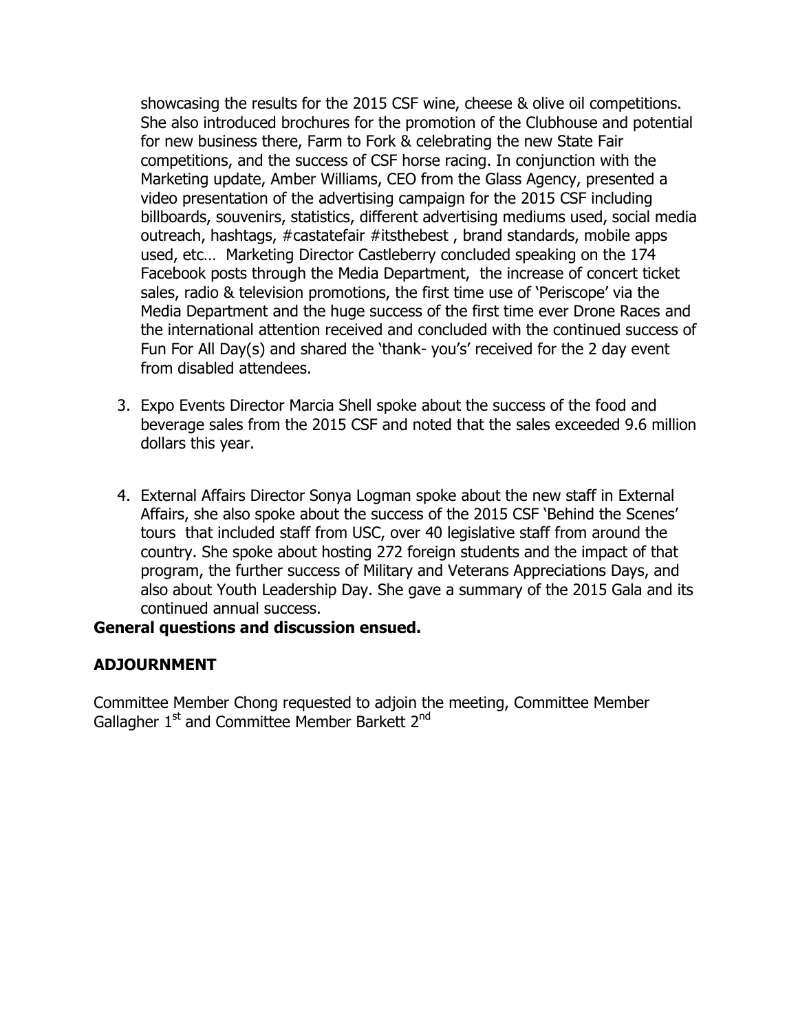showcasing the results for the 2015 CSF wine, cheese & olive oil competitions. She also introduced brochures for the promotion of the Clubhouse and potential for new business there, Farm to Fork & celebrating the new State Fair competitions, and the success of CSF horse racing. In conjunction with the Marketing update, Amber Williams, CEO from the Glass Agency, presented a video presentation of the advertising campaign for the 2015 CSF including billboards, souvenirs, statistics, different advertising mediums used, social media outreach, hashtags, #castatefair #itsthebest , brand standards, mobile apps used, etc… Marketing Director Castleberry concluded speaking on the 174 Facebook posts through the Media Department, the increase of concert ticket sales, radio & television promotions, the first time use of 'Periscope' via the Media Department and the huge success of the first time ever Drone Races and the international attention received and concluded with the continued success of Fun For All Day(s) and shared the 'thank- you's' received for the 2 day event from disabled attendees.

3. Expo Events Director Marcia Shell spoke about the success of the food and beverage sales from the 2015 CSF and noted that the sales exceeded 9.6 million dollars this year.

4. External Affairs Director Sonya Logman spoke about the new staff in External Affairs, she also spoke about the success of the 2015 CSF 'Behind the Scenes' tours that included staff from USC, over 40 legislative staff from around the country. She spoke about hosting 272 foreign students and the impact of that program, the further success of Military and Veterans Appreciations Days, and also about Youth Leadership Day. She gave a summary of the 2015 Gala and its continued annual success.

**General questions and discussion ensued.**

**ADJOURNMENT**

Committee Member Chong requested to adjoin the meeting, Committee Member Gallagher 1st and Committee Member Barkett 2nd